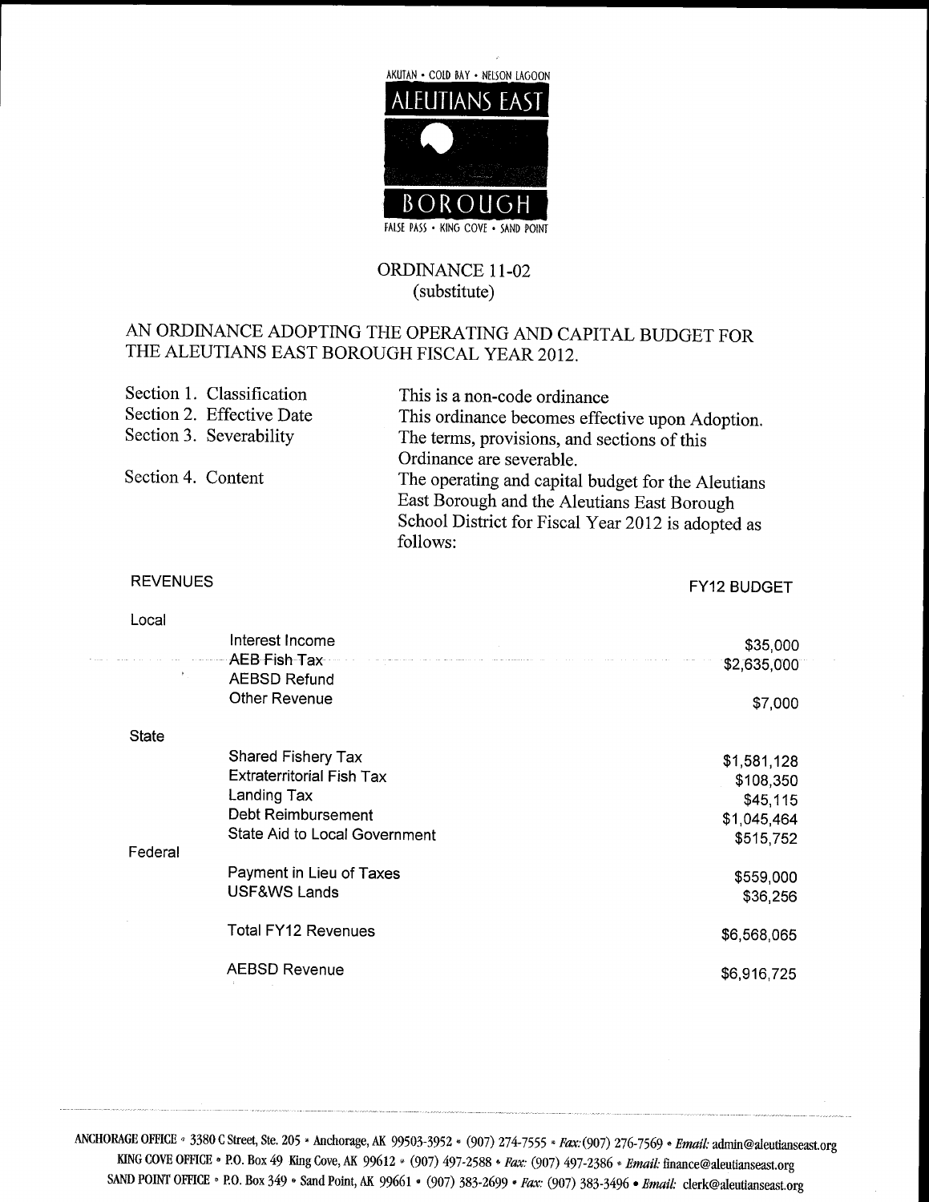AKUTAN • COLD BAY • NELSON LAGOON

ALEUTIANS EAST BOROUGH

FALSE PASS • KING COVE • SAND POINT

# ORDINANCE 11-02
(substitute)

## AN ORDINANCE ADOPTING THE OPERATING AND CAPITAL BUDGET FOR THE ALEUTIANS EAST BOROUGH FISCAL YEAR 2012.

| | |
|---|---|
| Section 1. Classification | This is a non-code ordinance |
| Section 2. Effective Date | This ordinance becomes effective upon Adoption. |
| Section 3. Severability | The terms, provisions, and sections of this Ordinance are severable. |
| Section 4. Content | The operating and capital budget for the Aleutians East Borough and the Aleutians East Borough School District for Fiscal Year 2012 is adopted as follows: |

| REVENUES | | FY12 BUDGET |
|---|---|---|
| Local | | |
| | Interest Income | $35,000 |
| | ~~AEB Fish Tax~~ | $2,635,000 |
| | AEBSD Refund | |
| | Other Revenue | $7,000 |
| State | | |
| | Shared Fishery Tax | $1,581,128 |
| | Extraterritorial Fish Tax | $108,350 |
| | Landing Tax | $45,115 |
| | Debt Reimbursement | $1,045,464 |
| | State Aid to Local Government | $515,752 |
| Federal | | |
| | Payment in Lieu of Taxes | $559,000 |
| | USF&WS Lands | $36,256 |
| | Total FY12 Revenues | $6,568,065 |
| | AEBSD Revenue | $6,916,725 |

ANCHORAGE OFFICE • 3380 C Street, Ste. 205 • Anchorage, AK 99503-3952 • (907) 274-7555 • Fax: (907) 276-7569 • Email: admin@aleutianseast.org
KING COVE OFFICE • P.O. Box 49 King Cove, AK 99612 • (907) 497-2588 • Fax: (907) 497-2386 • Email: finance@aleutianseast.org
SAND POINT OFFICE • P.O. Box 349 • Sand Point, AK 99661 • (907) 383-2699 • Fax: (907) 383-3496 • Email: clerk@aleutianseast.org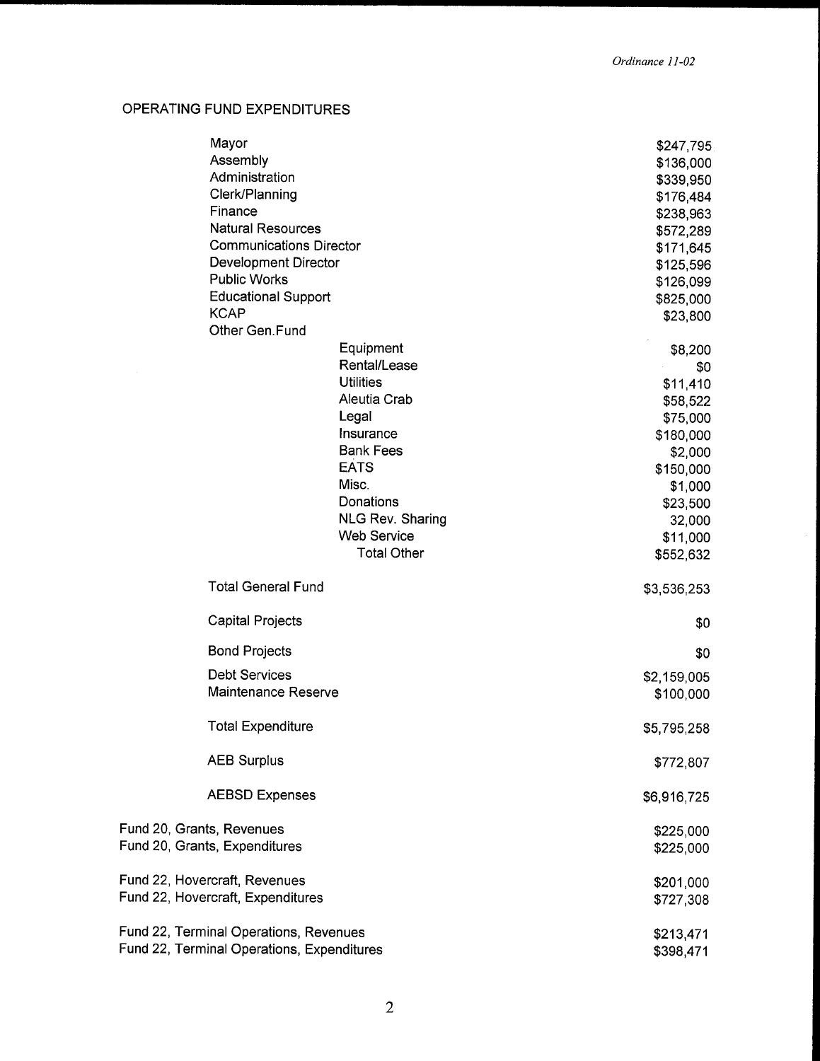## OPERATING FUND EXPENDITURES

| | | |
|---|---|---|
| Mayor | | $247,795 |
| Assembly | | $136,000 |
| Administration | | $339,950 |
| Clerk/Planning | | $176,484 |
| Finance | | $238,963 |
| Natural Resources | | $572,289 |
| Communications Director | | $171,645 |
| Development Director | | $125,596 |
| Public Works | | $126,099 |
| Educational Support | | $825,000 |
| KCAP | | $23,800 |
| Other Gen.Fund | | |
| | Equipment | $8,200 |
| | Rental/Lease | $0 |
| | Utilities | $11,410 |
| | Aleutia Crab | $58,522 |
| | Legal | $75,000 |
| | Insurance | $180,000 |
| | Bank Fees | $2,000 |
| | EATS | $150,000 |
| | Misc. | $1,000 |
| | Donations | $23,500 |
| | NLG Rev. Sharing | 32,000 |
| | Web Service | $11,000 |
| | Total Other | $552,632 |
| Total General Fund | | $3,536,253 |
| Capital Projects | | $0 |
| Bond Projects | | $0 |
| Debt Services | | $2,159,005 |
| Maintenance Reserve | | $100,000 |
| Total Expenditure | | $5,795,258 |
| AEB Surplus | | $772,807 |
| AEBSD Expenses | | $6,916,725 |

| | |
|---|---|
| Fund 20, Grants, Revenues | $225,000 |
| Fund 20, Grants, Expenditures | $225,000 |
| Fund 22, Hovercraft, Revenues | $201,000 |
| Fund 22, Hovercraft, Expenditures | $727,308 |
| Fund 22, Terminal Operations, Revenues | $213,471 |
| Fund 22, Terminal Operations, Expenditures | $398,471 |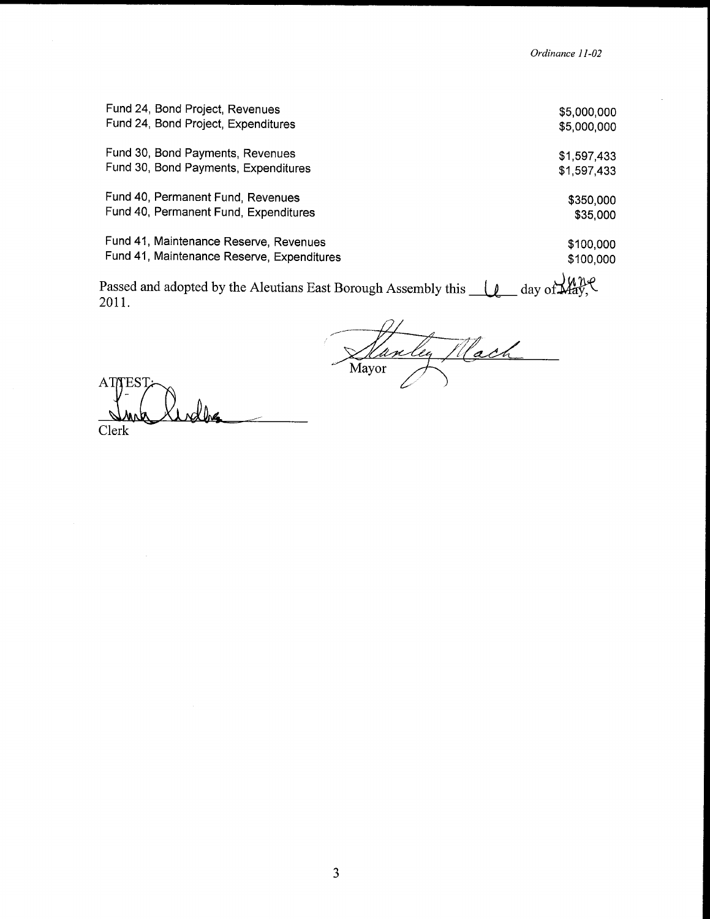| | |
|---|---|
| Fund 24, Bond Project, Revenues | $5,000,000 |
| Fund 24, Bond Project, Expenditures | $5,000,000 |
| Fund 30, Bond Payments, Revenues | $1,597,433 |
| Fund 30, Bond Payments, Expenditures | $1,597,433 |
| Fund 40, Permanent Fund, Revenues | $350,000 |
| Fund 40, Permanent Fund, Expenditures | $35,000 |
| Fund 41, Maintenance Reserve, Revenues | $100,000 |
| Fund 41, Maintenance Reserve, Expenditures | $100,000 |

Passed and adopted by the Aleutians East Borough Assembly this 6 day of ~~May,~~ June 2011.

Stanley Mack
Mayor

ATTEST:

Clerk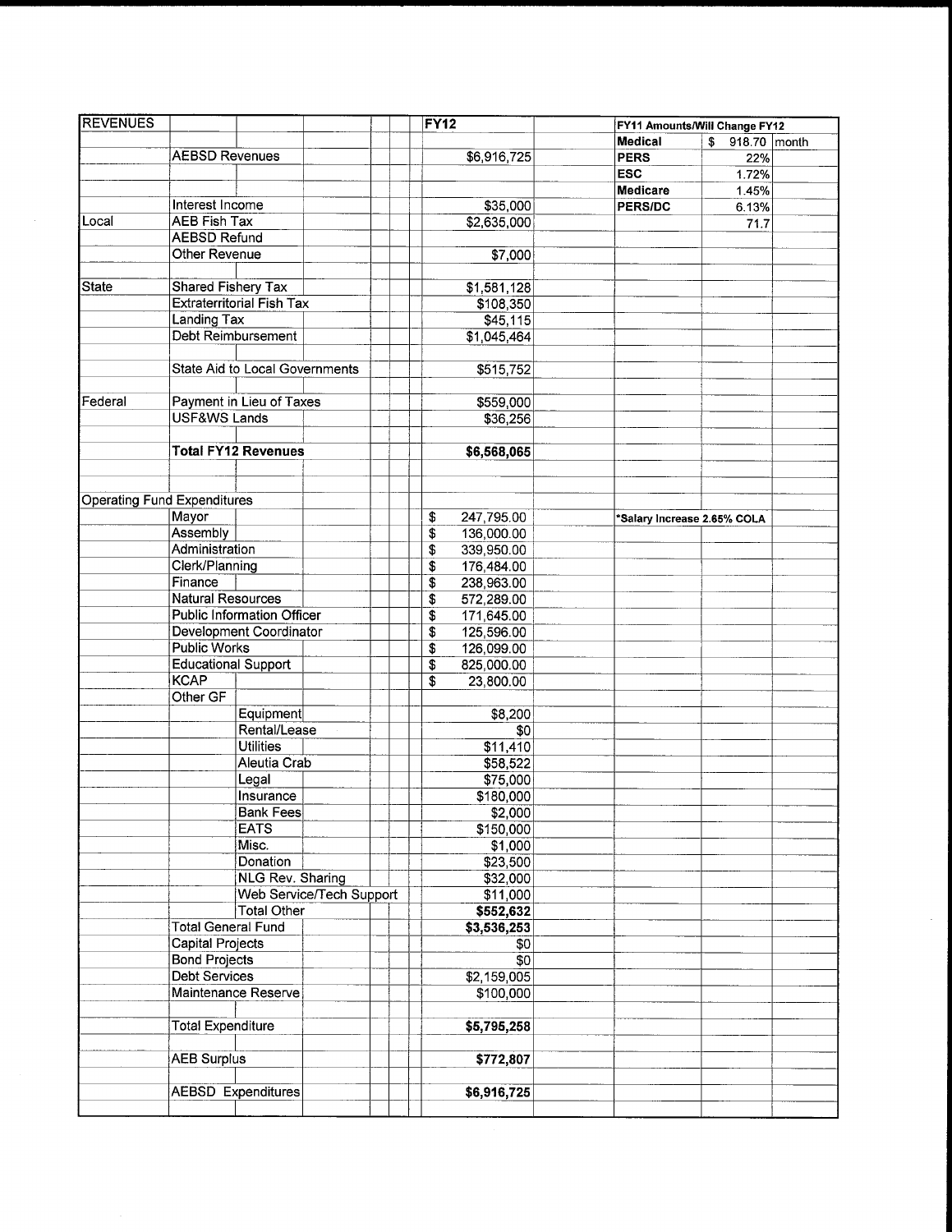| REVENUES | | | FY12 | FY11 Amounts/Will Change FY12 | | |
|---|---|---|---|---|---|---|
| | | | | Medical | $ 918.70 | month |
| | AEBSD Revenues | | $6,916,725 | PERS | 22% | |
| | | | | ESC | 1.72% | |
| | | | | Medicare | 1.45% | |
| | Interest Income | | $35,000 | PERS/DC | 6.13% | |
| Local | AEB Fish Tax | | $2,635,000 | | 71.7 | |
| | AEBSD Refund | | | | | |
| | Other Revenue | | $7,000 | | | |
| | | | | | | |
| State | Shared Fishery Tax | | $1,581,128 | | | |
| | Extraterritorial Fish Tax | | $108,350 | | | |
| | Landing Tax | | $45,115 | | | |
| | Debt Reimbursement | | $1,045,464 | | | |
| | | | | | | |
| | State Aid to Local Governments | | $515,752 | | | |
| | | | | | | |
| Federal | Payment in Lieu of Taxes | | $559,000 | | | |
| | USF&WS Lands | | $36,256 | | | |
| | | | | | | |
| | **Total FY12 Revenues** | | **$6,568,065** | | | |
| | | | | | | |
| Operating Fund Expenditures | | | | | | |
| | Mayor | | $ 247,795.00 | *Salary Increase 2.65% COLA | | |
| | Assembly | | $ 136,000.00 | | | |
| | Administration | | $ 339,950.00 | | | |
| | Clerk/Planning | | $ 176,484.00 | | | |
| | Finance | | $ 238,963.00 | | | |
| | Natural Resources | | $ 572,289.00 | | | |
| | Public Information Officer | | $ 171,645.00 | | | |
| | Development Coordinator | | $ 125,596.00 | | | |
| | Public Works | | $ 126,099.00 | | | |
| | Educational Support | | $ 825,000.00 | | | |
| | KCAP | | $ 23,800.00 | | | |
| | Other GF | | | | | |
| | | Equipment | $8,200 | | | |
| | | Rental/Lease | $0 | | | |
| | | Utilities | $11,410 | | | |
| | | Aleutia Crab | $58,522 | | | |
| | | Legal | $75,000 | | | |
| | | Insurance | $180,000 | | | |
| | | Bank Fees | $2,000 | | | |
| | | EATS | $150,000 | | | |
| | | Misc. | $1,000 | | | |
| | | Donation | $23,500 | | | |
| | | NLG Rev. Sharing | $32,000 | | | |
| | | Web Service/Tech Support | $11,000 | | | |
| | | Total Other | **$552,632** | | | |
| | Total General Fund | | **$3,536,253** | | | |
| | Capital Projects | | $0 | | | |
| | Bond Projects | | $0 | | | |
| | Debt Services | | $2,159,005 | | | |
| | Maintenance Reserve | | $100,000 | | | |
| | | | | | | |
| | Total Expenditure | | **$5,795,258** | | | |
| | | | | | | |
| | AEB Surplus | | **$772,807** | | | |
| | | | | | | |
| | AEBSD Expenditures | | **$6,916,725** | | | |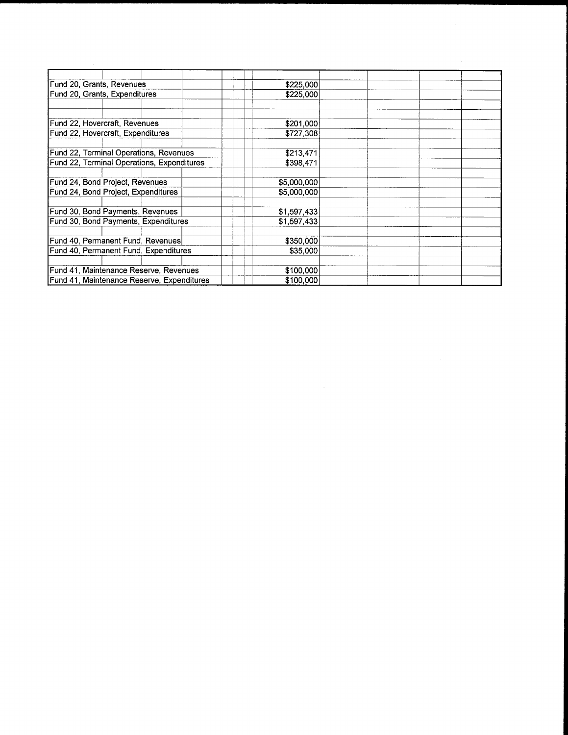| | |
|---|---|
| | |
| Fund 20, Grants, Revenues | $225,000 |
| Fund 20, Grants, Expenditures | $225,000 |
| | |
| | |
| Fund 22, Hovercraft, Revenues | $201,000 |
| Fund 22, Hovercraft, Expenditures | $727,308 |
| | |
| Fund 22, Terminal Operations, Revenues | $213,471 |
| Fund 22, Terminal Operations, Expenditures | $398,471 |
| | |
| Fund 24, Bond Project, Revenues | $5,000,000 |
| Fund 24, Bond Project, Expenditures | $5,000,000 |
| | |
| Fund 30, Bond Payments, Revenues | $1,597,433 |
| Fund 30, Bond Payments, Expenditures | $1,597,433 |
| | |
| Fund 40, Permanent Fund, Revenues | $350,000 |
| Fund 40, Permanent Fund, Expenditures | $35,000 |
| | |
| Fund 41, Maintenance Reserve, Revenues | $100,000 |
| Fund 41, Maintenance Reserve, Expenditures | $100,000 |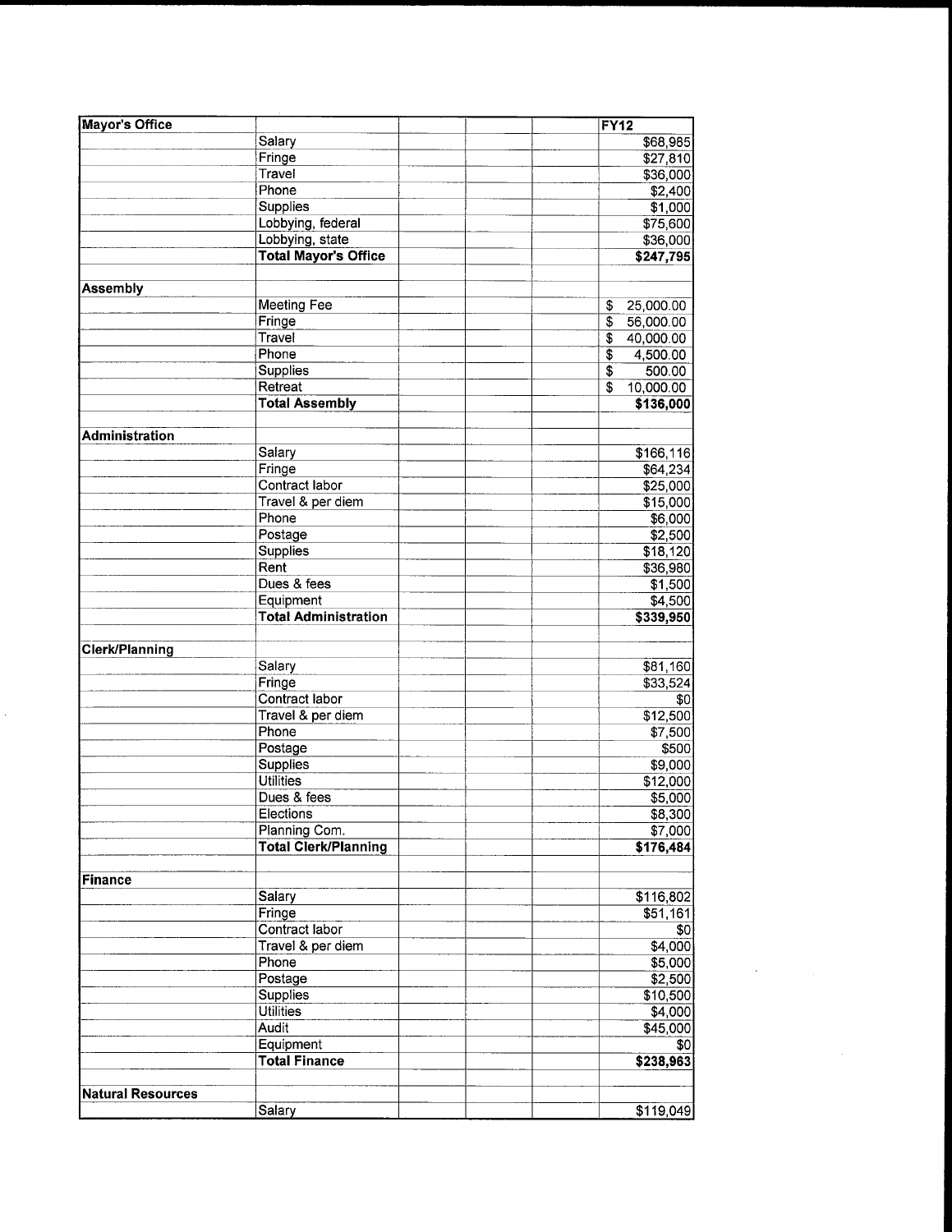| | | | | | |
|---|---|---|---|---|---|
| **Mayor's Office** | | | | | **FY12** |
| | Salary | | | | $68,985 |
| | Fringe | | | | $27,810 |
| | Travel | | | | $36,000 |
| | Phone | | | | $2,400 |
| | Supplies | | | | $1,000 |
| | Lobbying, federal | | | | $75,600 |
| | Lobbying, state | | | | $36,000 |
| | **Total Mayor's Office** | | | | **$247,795** |
| | | | | | |
| **Assembly** | | | | | |
| | Meeting Fee | | | | $ 25,000.00 |
| | Fringe | | | | $ 56,000.00 |
| | Travel | | | | $ 40,000.00 |
| | Phone | | | | $ 4,500.00 |
| | Supplies | | | | $ 500.00 |
| | Retreat | | | | $ 10,000.00 |
| | **Total Assembly** | | | | **$136,000** |
| | | | | | |
| **Administration** | | | | | |
| | Salary | | | | $166,116 |
| | Fringe | | | | $64,234 |
| | Contract labor | | | | $25,000 |
| | Travel & per diem | | | | $15,000 |
| | Phone | | | | $6,000 |
| | Postage | | | | $2,500 |
| | Supplies | | | | $18,120 |
| | Rent | | | | $36,980 |
| | Dues & fees | | | | $1,500 |
| | Equipment | | | | $4,500 |
| | **Total Administration** | | | | **$339,950** |
| | | | | | |
| **Clerk/Planning** | | | | | |
| | Salary | | | | $81,160 |
| | Fringe | | | | $33,524 |
| | Contract labor | | | | $0 |
| | Travel & per diem | | | | $12,500 |
| | Phone | | | | $7,500 |
| | Postage | | | | $500 |
| | Supplies | | | | $9,000 |
| | Utilities | | | | $12,000 |
| | Dues & fees | | | | $5,000 |
| | Elections | | | | $8,300 |
| | Planning Com. | | | | $7,000 |
| | **Total Clerk/Planning** | | | | **$176,484** |
| | | | | | |
| **Finance** | | | | | |
| | Salary | | | | $116,802 |
| | Fringe | | | | $51,161 |
| | Contract labor | | | | $0 |
| | Travel & per diem | | | | $4,000 |
| | Phone | | | | $5,000 |
| | Postage | | | | $2,500 |
| | Supplies | | | | $10,500 |
| | Utilities | | | | $4,000 |
| | Audit | | | | $45,000 |
| | Equipment | | | | $0 |
| | **Total Finance** | | | | **$238,963** |
| | | | | | |
| **Natural Resources** | | | | | |
| | Salary | | | | $119,049 |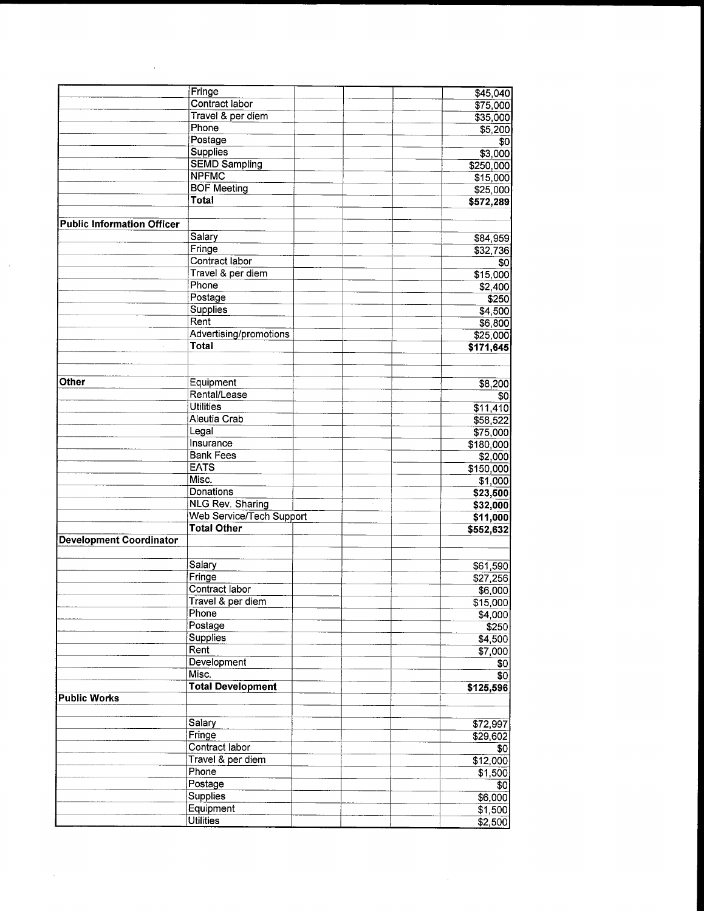| | | | | | |
|---|---|---|---|---|---|
| | Fringe | | | | $45,040 |
| | Contract labor | | | | $75,000 |
| | Travel & per diem | | | | $35,000 |
| | Phone | | | | $5,200 |
| | Postage | | | | $0 |
| | Supplies | | | | $3,000 |
| | SEMD Sampling | | | | $250,000 |
| | NPFMC | | | | $15,000 |
| | BOF Meeting | | | | $25,000 |
| | **Total** | | | | **$572,289** |
| | | | | | |
| **Public Information Officer** | | | | | |
| | Salary | | | | $84,959 |
| | Fringe | | | | $32,736 |
| | Contract labor | | | | $0 |
| | Travel & per diem | | | | $15,000 |
| | Phone | | | | $2,400 |
| | Postage | | | | $250 |
| | Supplies | | | | $4,500 |
| | Rent | | | | $6,800 |
| | Advertising/promotions | | | | $25,000 |
| | **Total** | | | | **$171,645** |
| | | | | | |
| | | | | | |
| **Other** | Equipment | | | | $8,200 |
| | Rental/Lease | | | | $0 |
| | Utilities | | | | $11,410 |
| | Aleutia Crab | | | | $58,522 |
| | Legal | | | | $75,000 |
| | Insurance | | | | $180,000 |
| | Bank Fees | | | | $2,000 |
| | EATS | | | | $150,000 |
| | Misc. | | | | $1,000 |
| | Donations | | | | **$23,500** |
| | NLG Rev. Sharing | | | | **$32,000** |
| | Web Service/Tech Support | | | | **$11,000** |
| | **Total Other** | | | | **$552,632** |
| **Development Coordinator** | | | | | |
| | | | | | |
| | Salary | | | | $61,590 |
| | Fringe | | | | $27,256 |
| | Contract labor | | | | $6,000 |
| | Travel & per diem | | | | $15,000 |
| | Phone | | | | $4,000 |
| | Postage | | | | $250 |
| | Supplies | | | | $4,500 |
| | Rent | | | | $7,000 |
| | Development | | | | $0 |
| | Misc. | | | | $0 |
| | **Total Development** | | | | **$125,596** |
| **Public Works** | | | | | |
| | | | | | |
| | Salary | | | | $72,997 |
| | Fringe | | | | $29,602 |
| | Contract labor | | | | $0 |
| | Travel & per diem | | | | $12,000 |
| | Phone | | | | $1,500 |
| | Postage | | | | $0 |
| | Supplies | | | | $6,000 |
| | Equipment | | | | $1,500 |
| | Utilities | | | | $2,500 |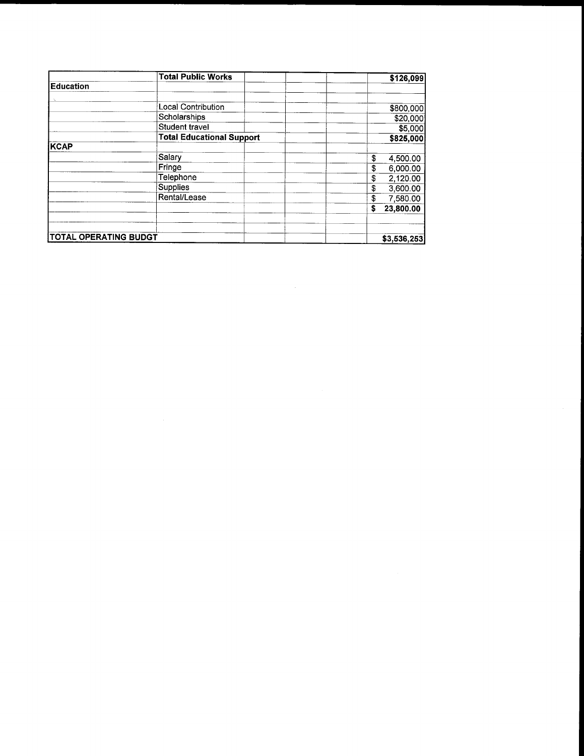| | | | | | |
|---|---|---|---|---|---|
| | **Total Public Works** | | | | **$126,099** |
| **Education** | | | | | |
| | | | | | |
| | Local Contribution | | | | $800,000 |
| | Scholarships | | | | $20,000 |
| | Student travel | | | | $5,000 |
| | **Total Educational Support** | | | | **$825,000** |
| **KCAP** | | | | | |
| | Salary | | | | $ 4,500.00 |
| | Fringe | | | | $ 6,000.00 |
| | Telephone | | | | $ 2,120.00 |
| | Supplies | | | | $ 3,600.00 |
| | Rental/Lease | | | | $ 7,580.00 |
| | | | | | **$ 23,800.00** |
| | | | | | |
| | | | | | |
| **TOTAL OPERATING BUDGT** | | | | | **$3,536,253** |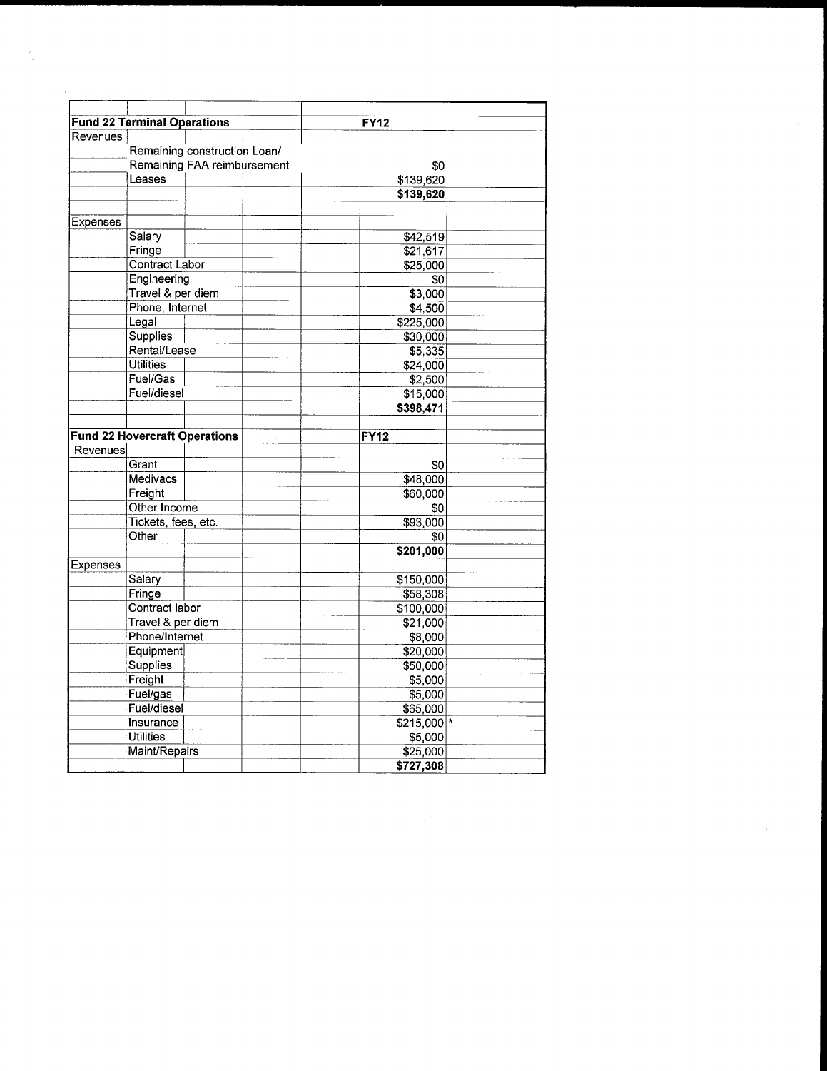| | | | | | | |
|---|---|---|---|---|---|---|
| **Fund 22 Terminal Operations** | | | | | **FY12** | |
| Revenues | | | | | | |
| | Remaining construction Loan/ Remaining FAA reimbursement | | | | $0 | |
| | Leases | | | | $139,620 | |
| | | | | | **$139,620** | |
| | | | | | | |
| Expenses | | | | | | |
| | Salary | | | | $42,519 | |
| | Fringe | | | | $21,617 | |
| | Contract Labor | | | | $25,000 | |
| | Engineering | | | | $0 | |
| | Travel & per diem | | | | $3,000 | |
| | Phone, Internet | | | | $4,500 | |
| | Legal | | | | $225,000 | |
| | Supplies | | | | $30,000 | |
| | Rental/Lease | | | | $5,335 | |
| | Utilities | | | | $24,000 | |
| | Fuel/Gas | | | | $2,500 | |
| | Fuel/diesel | | | | $15,000 | |
| | | | | | **$398,471** | |
| | | | | | | |
| **Fund 22 Hovercraft Operations** | | | | | **FY12** | |
| Revenues | | | | | | |
| | Grant | | | | $0 | |
| | Medivacs | | | | $48,000 | |
| | Freight | | | | $60,000 | |
| | Other Income | | | | $0 | |
| | Tickets, fees, etc. | | | | $93,000 | |
| | Other | | | | $0 | |
| | | | | | **$201,000** | |
| Expenses | | | | | | |
| | Salary | | | | $150,000 | |
| | Fringe | | | | $58,308 | |
| | Contract labor | | | | $100,000 | |
| | Travel & per diem | | | | $21,000 | |
| | Phone/Internet | | | | $8,000 | |
| | Equipment | | | | $20,000 | |
| | Supplies | | | | $50,000 | |
| | Freight | | | | $5,000 | |
| | Fuel/gas | | | | $5,000 | |
| | Fuel/diesel | | | | $65,000 | |
| | Insurance | | | | $215,000 | * |
| | Utilities | | | | $5,000 | |
| | Maint/Repairs | | | | $25,000 | |
| | | | | | **$727,308** | |